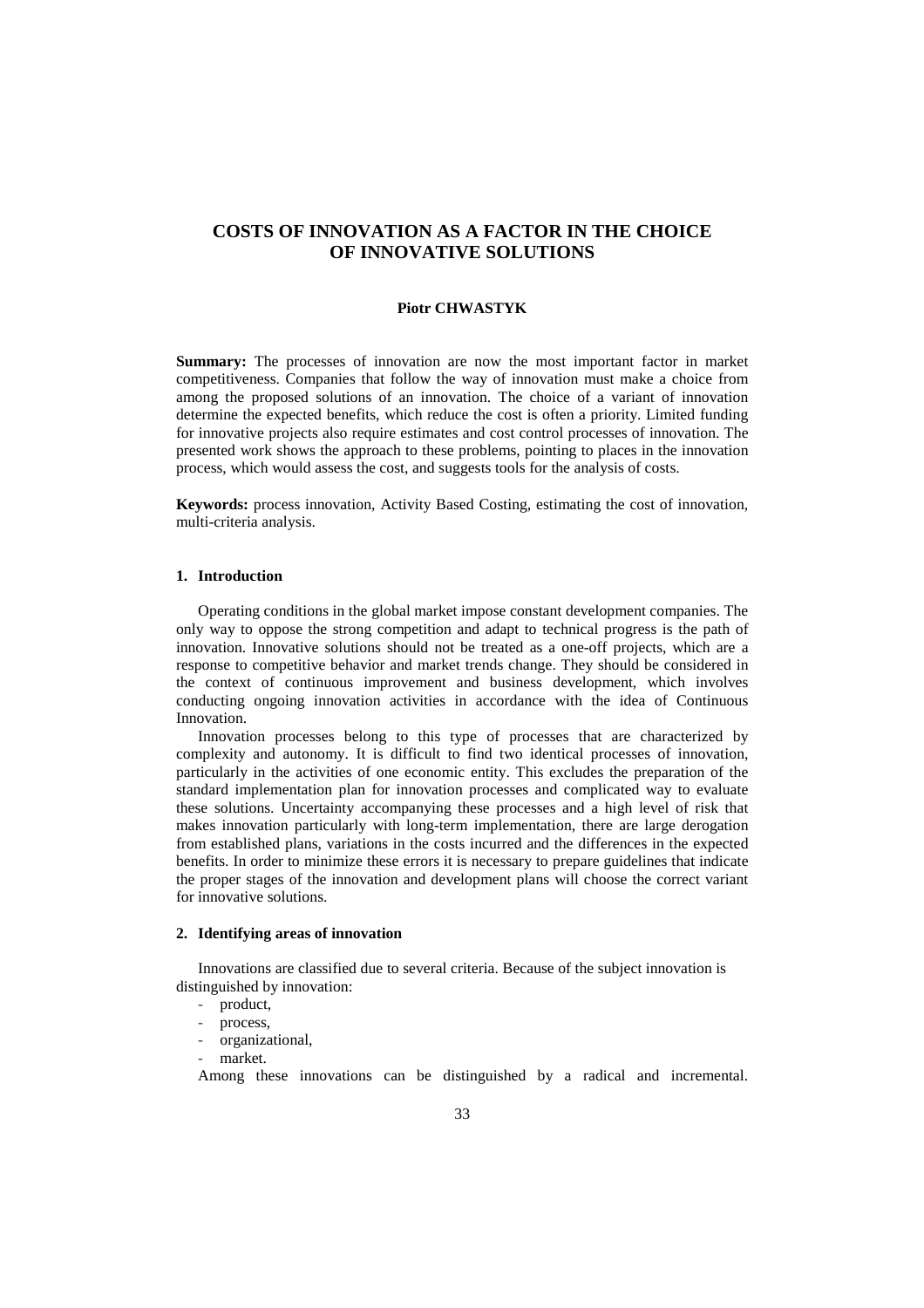# COSTS OF INNOVATION AS A FACTOR IN THE CHOICE OF INNOVATIVE SOLUTIONS

**Piotr CHWASTYK**

**Summary:** The processes of innovation are now the most important factor in market competitiveness. Companies that follow the way of innovation must make a choice from among the proposed solutions of an innovation. The choice of a variant of innovation determine the expected benefits, which reduce the cost is often a priority. Limited funding for innovative projects also require estimates and cost control processes of innovation. The presented work shows the approach to these problems, pointing to places in the innovation process, which would assess the cost, and suggests tools for the analysis of costs.

**Keywords:** process innovation, Activity Based Costing, estimating the cost of innovation, multi-criteria analysis.

## 1. Introduction

Operating conditions in the global market impose constant development companies. The only way to oppose the strong competition and adapt to technical progress is the path of innovation. Innovative solutions should not be treated as a one-off projects, which are a response to competitive behavior and market trends change. They should be considered in the context of continuous improvement and business development, which involves conducting ongoing innovation activities in accordance with the idea of Continuous Innovation.

Innovation processes belong to this type of processes that are characterized by complexity and autonomy. It is difficult to find two identical processes of innovation, particularly in the activities of one economic entity. This excludes the preparation of the standard implementation plan for innovation processes and complicated way to evaluate these solutions. Uncertainty accompanying these processes and a high level of risk that makes innovation particularly with long-term implementation, there are large derogation from established plans, variations in the costs incurred and the differences in the expected benefits. In order to minimize these errors it is necessary to prepare guidelines that indicate the proper stages of the innovation and development plans will choose the correct variant for innovative solutions.

## 2. Identifying areas of innovation

Innovations are classified due to several criteria. Because of the subject innovation is distinguished by innovation:

- product,
- process,
- organizational,
- market.

Among these innovations can be distinguished by a radical and incremental.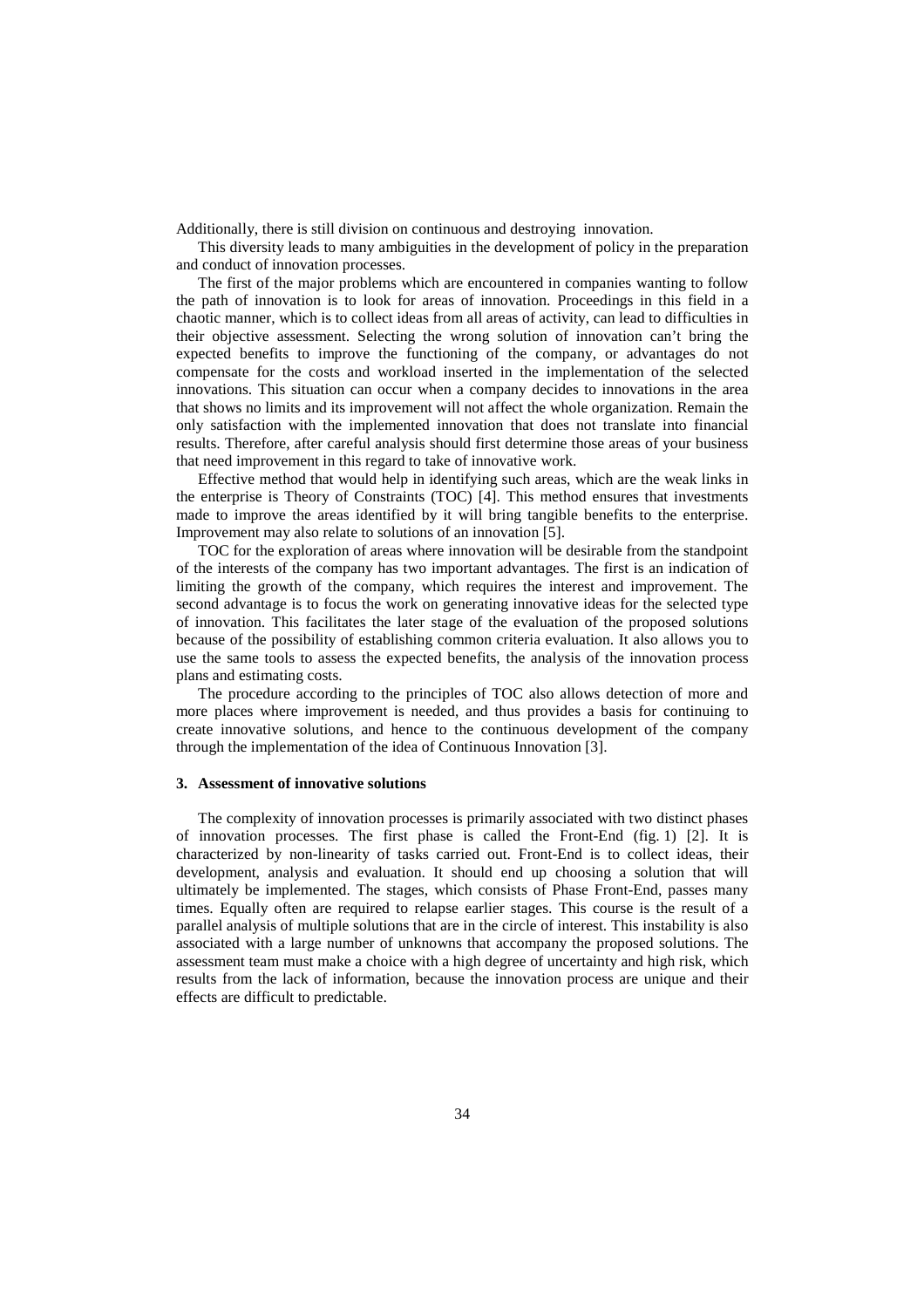Additionally, there is still division on continuous and destroying innovation.

This diversity leads to many ambiguities in the development of policy in the preparation and conduct of innovation processes.

The first of the major problems which are encountered in companies wanting to follow the path of innovation is to look for areas of innovation. Proceedings in this field in a chaotic manner, which is to collect ideas from all areas of activity, can lead to difficulties in their objective assessment. Selecting the wrong solution of innovation can't bring the expected benefits to improve the functioning of the company, or advantages do not compensate for the costs and workload inserted in the implementation of the selected innovations. This situation can occur when a company decides to innovations in the area that shows no limits and its improvement will not affect the whole organization. Remain the only satisfaction with the implemented innovation that does not translate into financial results. Therefore, after careful analysis should first determine those areas of your business that need improvement in this regard to take of innovative work.

Effective method that would help in identifying such areas, which are the weak links in the enterprise is Theory of Constraints (TOC) [4]. This method ensures that investments made to improve the areas identified by it will bring tangible benefits to the enterprise. Improvement may also relate to solutions of an innovation [5].

TOC for the exploration of areas where innovation will be desirable from the standpoint of the interests of the company has two important advantages. The first is an indication of limiting the growth of the company, which requires the interest and improvement. The second advantage is to focus the work on generating innovative ideas for the selected type of innovation. This facilitates the later stage of the evaluation of the proposed solutions because of the possibility of establishing common criteria evaluation. It also allows you to use the same tools to assess the expected benefits, the analysis of the innovation process plans and estimating costs.

The procedure according to the principles of TOC also allows detection of more and more places where improvement is needed, and thus provides a basis for continuing to create innovative solutions, and hence to the continuous development of the company through the implementation of the idea of Continuous Innovation [3].

### 3. Assessment of innovative solutions

The complexity of innovation processes is primarily associated with two distinct phases of innovation processes. The first phase is called the Front-End (fig. 1) [2]. It is characterized by non-linearity of tasks carried out. Front-End is to collect ideas, their development, analysis and evaluation. It should end up choosing a solution that will ultimately be implemented. The stages, which consists of Phase Front-End, passes many times. Equally often are required to relapse earlier stages. This course is the result of a parallel analysis of multiple solutions that are in the circle of interest. This instability is also associated with a large number of unknowns that accompany the proposed solutions. The assessment team must make a choice with a high degree of uncertainty and high risk, which results from the lack of information, because the innovation process are unique and their effects are difficult to predictable.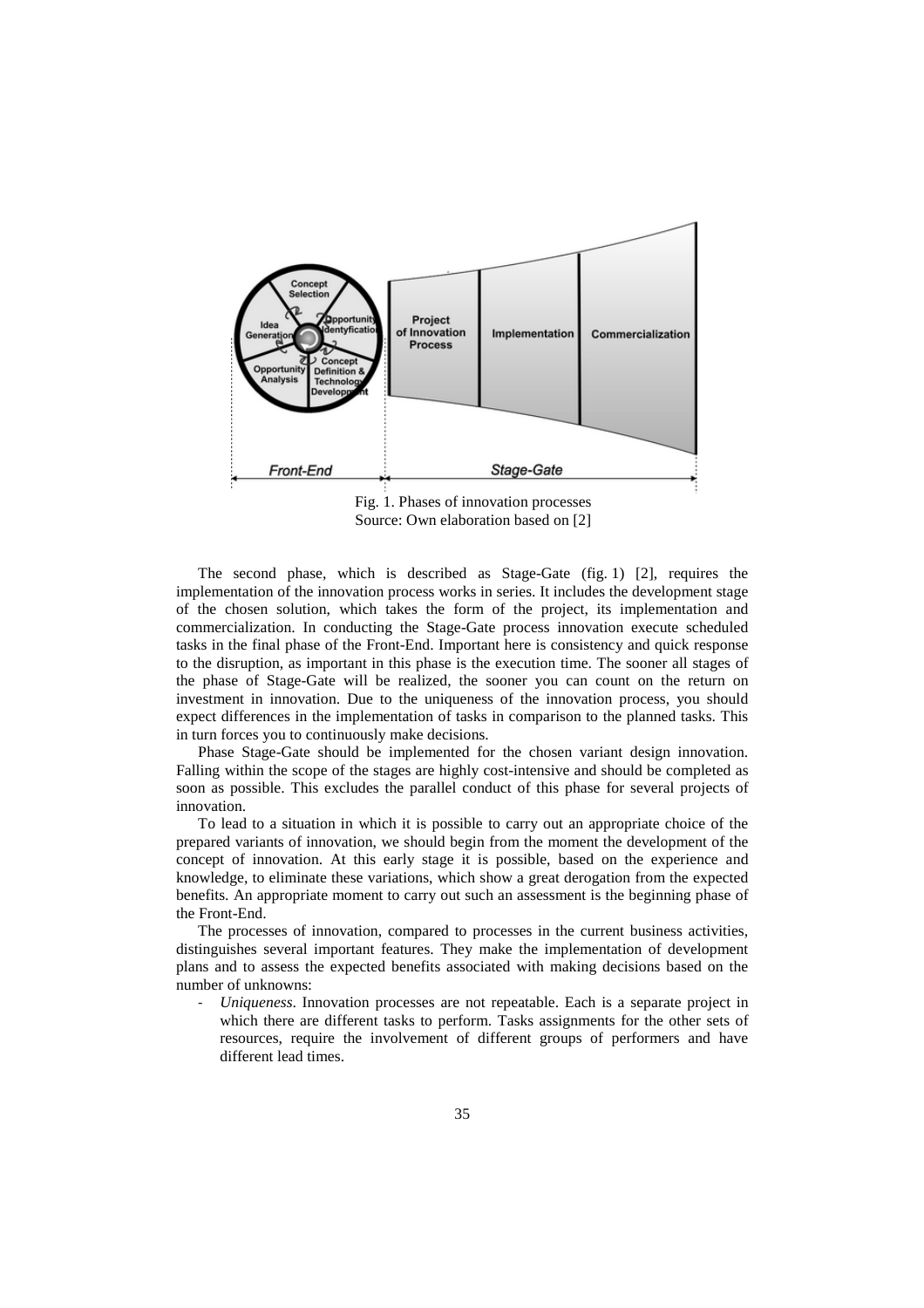Fig. 1. Phases of innovation processes
Source: Own elaboration based on [2]

The second phase, which is described as Stage-Gate (fig. 1) [2], requires the implementation of the innovation process works in series. It includes the development stage of the chosen solution, which takes the form of the project, its implementation and commercialization. In conducting the Stage-Gate process innovation execute scheduled tasks in the final phase of the Front-End. Important here is consistency and quick response to the disruption, as important in this phase is the execution time. The sooner all stages of the phase of Stage-Gate will be realized, the sooner you can count on the return on investment in innovation. Due to the uniqueness of the innovation process, you should expect differences in the implementation of tasks in comparison to the planned tasks. This in turn forces you to continuously make decisions.

Phase Stage-Gate should be implemented for the chosen variant design innovation. Falling within the scope of the stages are highly cost-intensive and should be completed as soon as possible. This excludes the parallel conduct of this phase for several projects of innovation.

To lead to a situation in which it is possible to carry out an appropriate choice of the prepared variants of innovation, we should begin from the moment the development of the concept of innovation. At this early stage it is possible, based on the experience and knowledge, to eliminate these variations, which show a great derogation from the expected benefits. An appropriate moment to carry out such an assessment is the beginning phase of the Front-End.

The processes of innovation, compared to processes in the current business activities, distinguishes several important features. They make the implementation of development plans and to assess the expected benefits associated with making decisions based on the number of unknowns:

- *Uniqueness*. Innovation processes are not repeatable. Each is a separate project in which there are different tasks to perform. Tasks assignments for the other sets of resources, require the involvement of different groups of performers and have different lead times.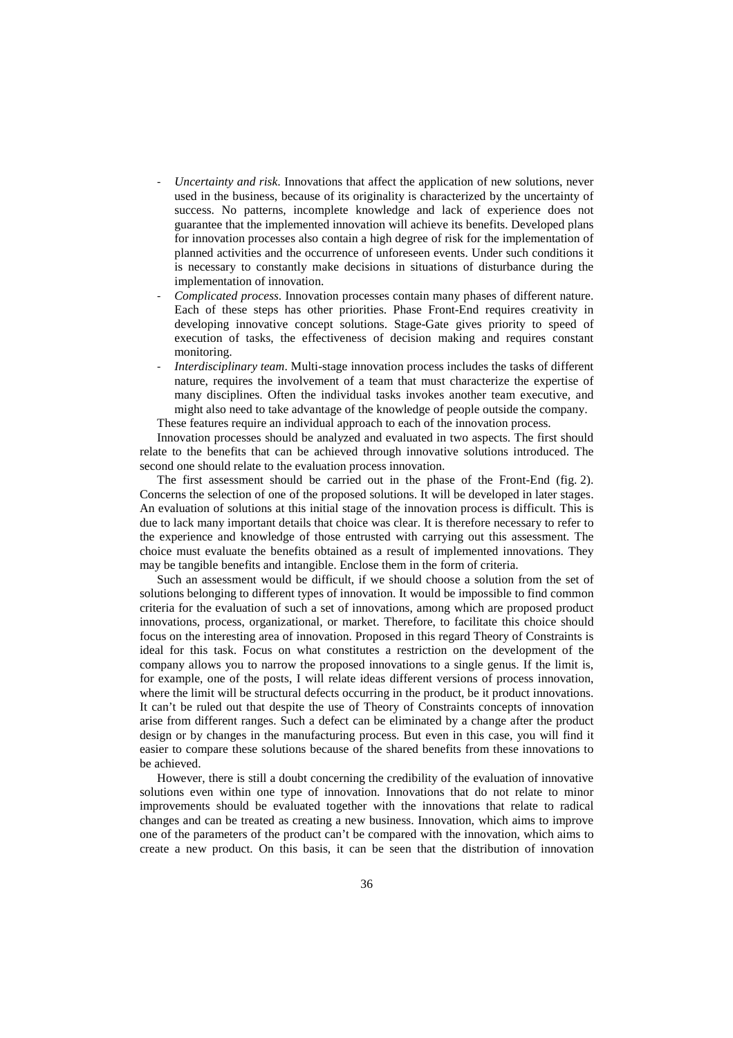- *Uncertainty and risk*. Innovations that affect the application of new solutions, never used in the business, because of its originality is characterized by the uncertainty of success. No patterns, incomplete knowledge and lack of experience does not guarantee that the implemented innovation will achieve its benefits. Developed plans for innovation processes also contain a high degree of risk for the implementation of planned activities and the occurrence of unforeseen events. Under such conditions it is necessary to constantly make decisions in situations of disturbance during the implementation of innovation.
- *Complicated process*. Innovation processes contain many phases of different nature. Each of these steps has other priorities. Phase Front-End requires creativity in developing innovative concept solutions. Stage-Gate gives priority to speed of execution of tasks, the effectiveness of decision making and requires constant monitoring.
- *Interdisciplinary team*. Multi-stage innovation process includes the tasks of different nature, requires the involvement of a team that must characterize the expertise of many disciplines. Often the individual tasks invokes another team executive, and might also need to take advantage of the knowledge of people outside the company.

These features require an individual approach to each of the innovation process.

Innovation processes should be analyzed and evaluated in two aspects. The first should relate to the benefits that can be achieved through innovative solutions introduced. The second one should relate to the evaluation process innovation.

The first assessment should be carried out in the phase of the Front-End (fig. 2). Concerns the selection of one of the proposed solutions. It will be developed in later stages. An evaluation of solutions at this initial stage of the innovation process is difficult. This is due to lack many important details that choice was clear. It is therefore necessary to refer to the experience and knowledge of those entrusted with carrying out this assessment. The choice must evaluate the benefits obtained as a result of implemented innovations. They may be tangible benefits and intangible. Enclose them in the form of criteria.

Such an assessment would be difficult, if we should choose a solution from the set of solutions belonging to different types of innovation. It would be impossible to find common criteria for the evaluation of such a set of innovations, among which are proposed product innovations, process, organizational, or market. Therefore, to facilitate this choice should focus on the interesting area of innovation. Proposed in this regard Theory of Constraints is ideal for this task. Focus on what constitutes a restriction on the development of the company allows you to narrow the proposed innovations to a single genus. If the limit is, for example, one of the posts, I will relate ideas different versions of process innovation, where the limit will be structural defects occurring in the product, be it product innovations. It can't be ruled out that despite the use of Theory of Constraints concepts of innovation arise from different ranges. Such a defect can be eliminated by a change after the product design or by changes in the manufacturing process. But even in this case, you will find it easier to compare these solutions because of the shared benefits from these innovations to be achieved.

However, there is still a doubt concerning the credibility of the evaluation of innovative solutions even within one type of innovation. Innovations that do not relate to minor improvements should be evaluated together with the innovations that relate to radical changes and can be treated as creating a new business. Innovation, which aims to improve one of the parameters of the product can't be compared with the innovation, which aims to create a new product. On this basis, it can be seen that the distribution of innovation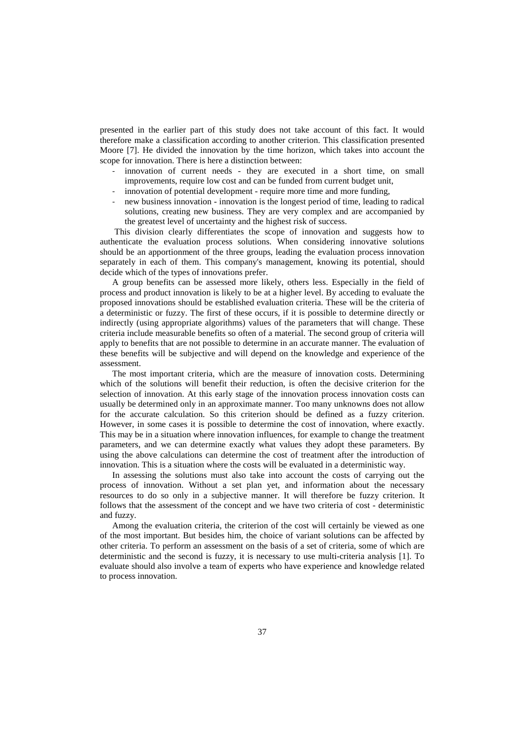presented in the earlier part of this study does not take account of this fact. It would therefore make a classification according to another criterion. This classification presented Moore [7]. He divided the innovation by the time horizon, which takes into account the scope for innovation. There is here a distinction between:

- innovation of current needs - they are executed in a short time, on small improvements, require low cost and can be funded from current budget unit,
- innovation of potential development - require more time and more funding,
- new business innovation - innovation is the longest period of time, leading to radical solutions, creating new business. They are very complex and are accompanied by the greatest level of uncertainty and the highest risk of success.

This division clearly differentiates the scope of innovation and suggests how to authenticate the evaluation process solutions. When considering innovative solutions should be an apportionment of the three groups, leading the evaluation process innovation separately in each of them. This company's management, knowing its potential, should decide which of the types of innovations prefer.

A group benefits can be assessed more likely, others less. Especially in the field of process and product innovation is likely to be at a higher level. By acceding to evaluate the proposed innovations should be established evaluation criteria. These will be the criteria of a deterministic or fuzzy. The first of these occurs, if it is possible to determine directly or indirectly (using appropriate algorithms) values of the parameters that will change. These criteria include measurable benefits so often of a material. The second group of criteria will apply to benefits that are not possible to determine in an accurate manner. The evaluation of these benefits will be subjective and will depend on the knowledge and experience of the assessment.

The most important criteria, which are the measure of innovation costs. Determining which of the solutions will benefit their reduction, is often the decisive criterion for the selection of innovation. At this early stage of the innovation process innovation costs can usually be determined only in an approximate manner. Too many unknowns does not allow for the accurate calculation. So this criterion should be defined as a fuzzy criterion. However, in some cases it is possible to determine the cost of innovation, where exactly. This may be in a situation where innovation influences, for example to change the treatment parameters, and we can determine exactly what values they adopt these parameters. By using the above calculations can determine the cost of treatment after the introduction of innovation. This is a situation where the costs will be evaluated in a deterministic way.

In assessing the solutions must also take into account the costs of carrying out the process of innovation. Without a set plan yet, and information about the necessary resources to do so only in a subjective manner. It will therefore be fuzzy criterion. It follows that the assessment of the concept and we have two criteria of cost - deterministic and fuzzy.

Among the evaluation criteria, the criterion of the cost will certainly be viewed as one of the most important. But besides him, the choice of variant solutions can be affected by other criteria. To perform an assessment on the basis of a set of criteria, some of which are deterministic and the second is fuzzy, it is necessary to use multi-criteria analysis [1]. To evaluate should also involve a team of experts who have experience and knowledge related to process innovation.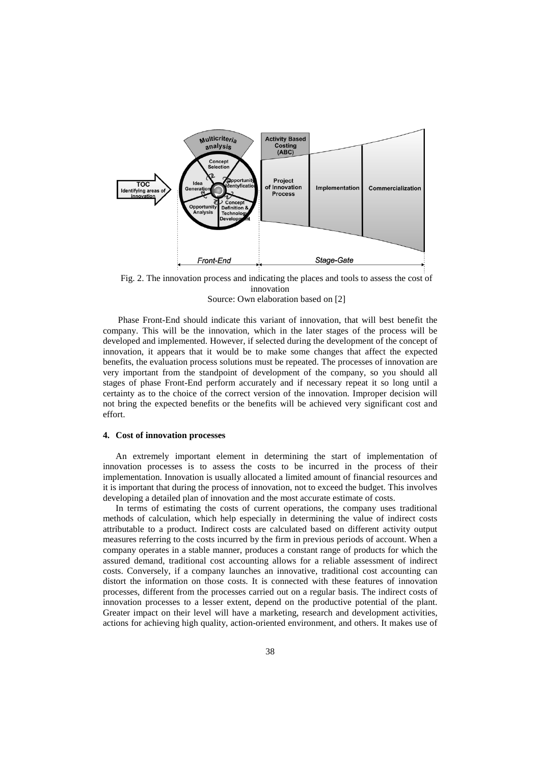Fig. 2. The innovation process and indicating the places and tools to assess the cost of innovation
Source: Own elaboration based on [2]

Phase Front-End should indicate this variant of innovation, that will best benefit the company. This will be the innovation, which in the later stages of the process will be developed and implemented. However, if selected during the development of the concept of innovation, it appears that it would be to make some changes that affect the expected benefits, the evaluation process solutions must be repeated. The processes of innovation are very important from the standpoint of development of the company, so you should all stages of phase Front-End perform accurately and if necessary repeat it so long until a certainty as to the choice of the correct version of the innovation. Improper decision will not bring the expected benefits or the benefits will be achieved very significant cost and effort.

## 4. Cost of innovation processes

An extremely important element in determining the start of implementation of innovation processes is to assess the costs to be incurred in the process of their implementation. Innovation is usually allocated a limited amount of financial resources and it is important that during the process of innovation, not to exceed the budget. This involves developing a detailed plan of innovation and the most accurate estimate of costs.

In terms of estimating the costs of current operations, the company uses traditional methods of calculation, which help especially in determining the value of indirect costs attributable to a product. Indirect costs are calculated based on different activity output measures referring to the costs incurred by the firm in previous periods of account. When a company operates in a stable manner, produces a constant range of products for which the assured demand, traditional cost accounting allows for a reliable assessment of indirect costs. Conversely, if a company launches an innovative, traditional cost accounting can distort the information on those costs. It is connected with these features of innovation processes, different from the processes carried out on a regular basis. The indirect costs of innovation processes to a lesser extent, depend on the productive potential of the plant. Greater impact on their level will have a marketing, research and development activities, actions for achieving high quality, action-oriented environment, and others. It makes use of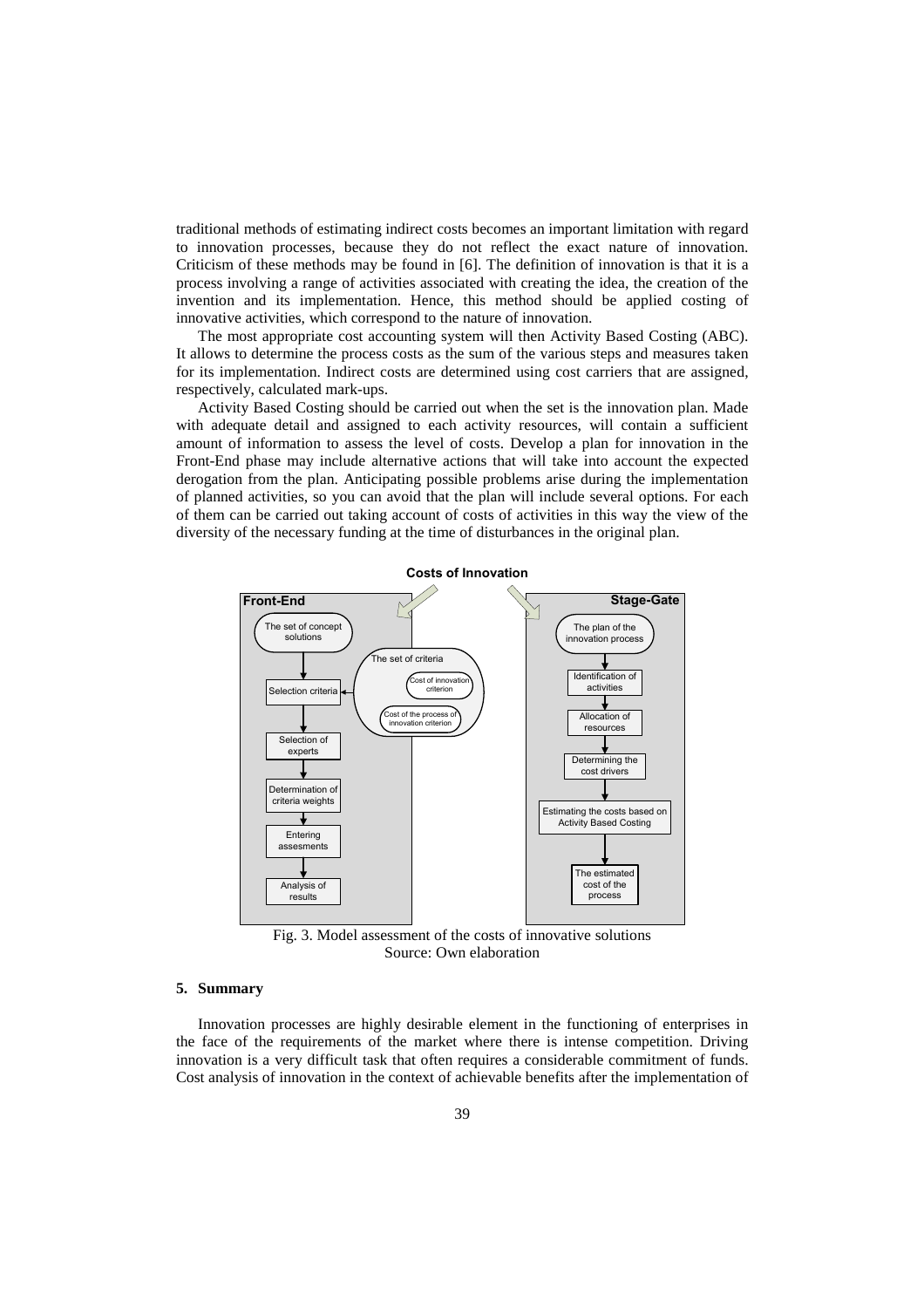traditional methods of estimating indirect costs becomes an important limitation with regard to innovation processes, because they do not reflect the exact nature of innovation. Criticism of these methods may be found in [6]. The definition of innovation is that it is a process involving a range of activities associated with creating the idea, the creation of the invention and its implementation. Hence, this method should be applied costing of innovative activities, which correspond to the nature of innovation.

The most appropriate cost accounting system will then Activity Based Costing (ABC). It allows to determine the process costs as the sum of the various steps and measures taken for its implementation. Indirect costs are determined using cost carriers that are assigned, respectively, calculated mark-ups.

Activity Based Costing should be carried out when the set is the innovation plan. Made with adequate detail and assigned to each activity resources, will contain a sufficient amount of information to assess the level of costs. Develop a plan for innovation in the Front-End phase may include alternative actions that will take into account the expected derogation from the plan. Anticipating possible problems arise during the implementation of planned activities, so you can avoid that the plan will include several options. For each of them can be carried out taking account of costs of activities in this way the view of the diversity of the necessary funding at the time of disturbances in the original plan.

Fig. 3. Model assessment of the costs of innovative solutions
Source: Own elaboration

## 5. Summary

Innovation processes are highly desirable element in the functioning of enterprises in the face of the requirements of the market where there is intense competition. Driving innovation is a very difficult task that often requires a considerable commitment of funds. Cost analysis of innovation in the context of achievable benefits after the implementation of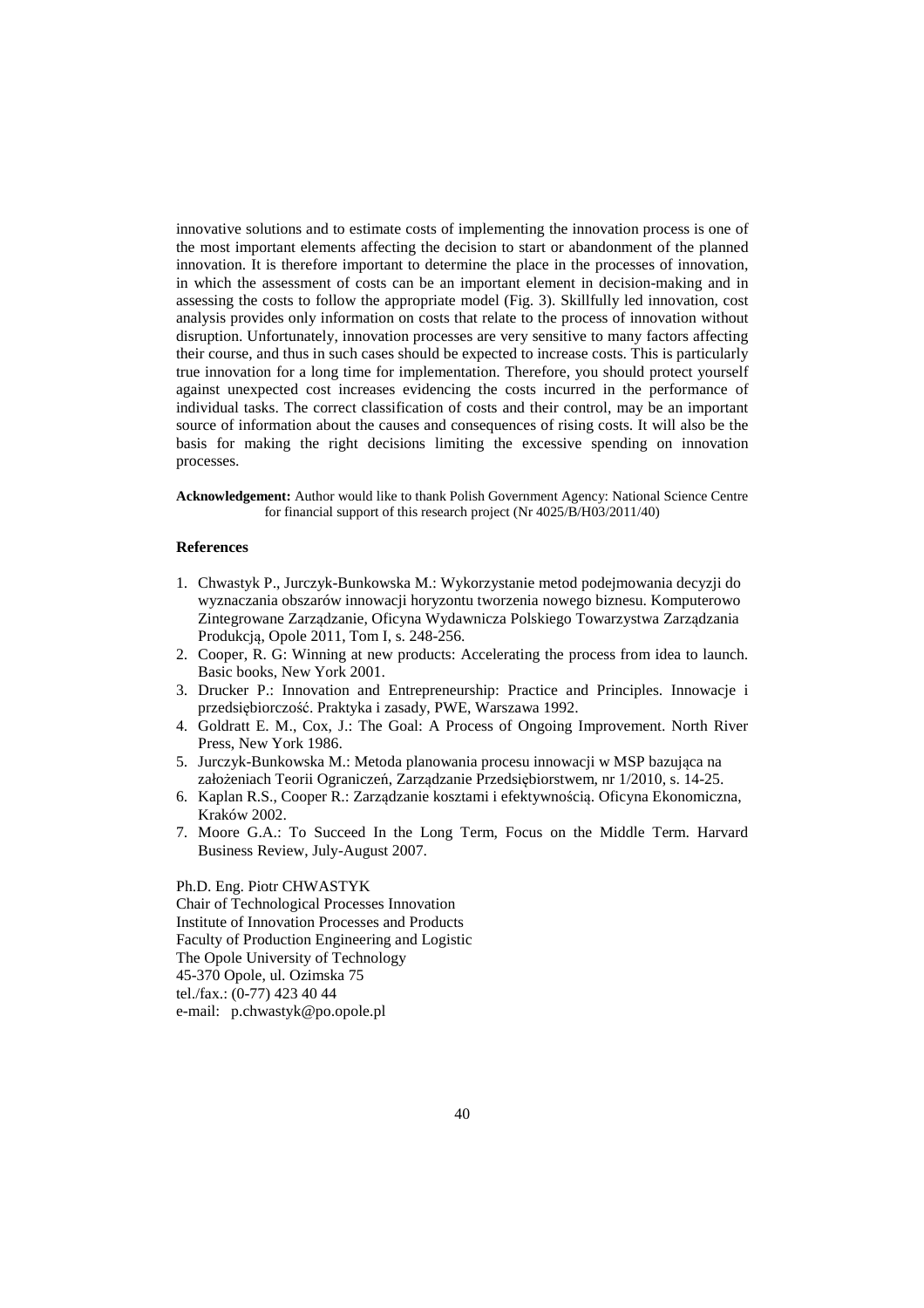innovative solutions and to estimate costs of implementing the innovation process is one of the most important elements affecting the decision to start or abandonment of the planned innovation. It is therefore important to determine the place in the processes of innovation, in which the assessment of costs can be an important element in decision-making and in assessing the costs to follow the appropriate model (Fig. 3). Skillfully led innovation, cost analysis provides only information on costs that relate to the process of innovation without disruption. Unfortunately, innovation processes are very sensitive to many factors affecting their course, and thus in such cases should be expected to increase costs. This is particularly true innovation for a long time for implementation. Therefore, you should protect yourself against unexpected cost increases evidencing the costs incurred in the performance of individual tasks. The correct classification of costs and their control, may be an important source of information about the causes and consequences of rising costs. It will also be the basis for making the right decisions limiting the excessive spending on innovation processes.

**Acknowledgement:** Author would like to thank Polish Government Agency: National Science Centre for financial support of this research project (Nr 4025/B/H03/2011/40)

### References

1. Chwastyk P., Jurczyk-Bunkowska M.: Wykorzystanie metod podejmowania decyzji do wyznaczania obszarów innowacji horyzontu tworzenia nowego biznesu. Komputerowo Zintegrowane Zarządzanie, Oficyna Wydawnicza Polskiego Towarzystwa Zarządzania Produkcją, Opole 2011, Tom I, s. 248-256.
2. Cooper, R. G: Winning at new products: Accelerating the process from idea to launch. Basic books, New York 2001.
3. Drucker P.: Innovation and Entrepreneurship: Practice and Principles. Innowacje i przedsiębiorczość. Praktyka i zasady, PWE, Warszawa 1992.
4. Goldratt E. M., Cox, J.: The Goal: A Process of Ongoing Improvement. North River Press, New York 1986.
5. Jurczyk-Bunkowska M.: Metoda planowania procesu innowacji w MSP bazująca na założeniach Teorii Ograniczeń, Zarządzanie Przedsiębiorstwem, nr 1/2010, s. 14-25.
6. Kaplan R.S., Cooper R.: Zarządzanie kosztami i efektywnością. Oficyna Ekonomiczna, Kraków 2002.
7. Moore G.A.: To Succeed In the Long Term, Focus on the Middle Term. Harvard Business Review, July-August 2007.

Ph.D. Eng. Piotr CHWASTYK
Chair of Technological Processes Innovation
Institute of Innovation Processes and Products
Faculty of Production Engineering and Logistic
The Opole University of Technology
45-370 Opole, ul. Ozimska 75
tel./fax.: (0-77) 423 40 44
e-mail: p.chwastyk@po.opole.pl